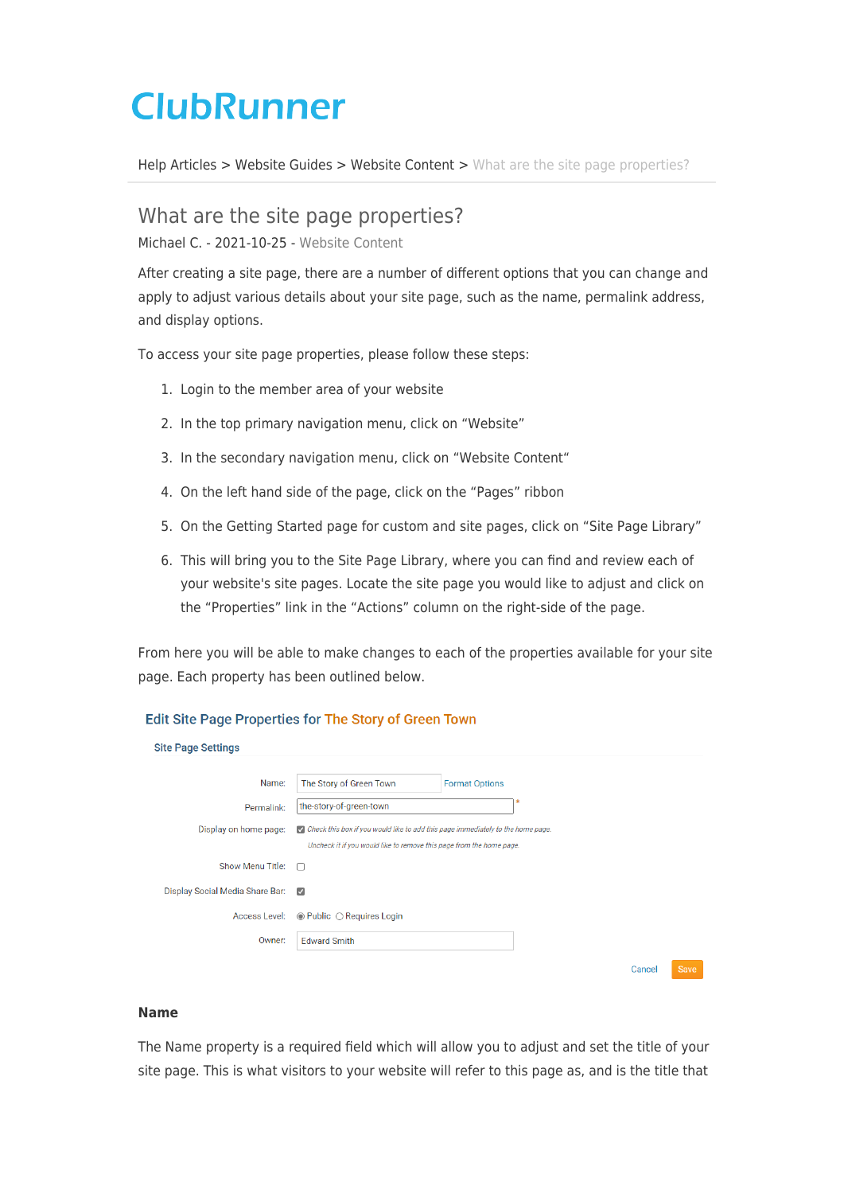# ClubRunner

Help Articles > Website Guides > Website Content > What are the site page properties?

## What are the site page properties?

Michael C. - 2021-10-25 - Website Content

After creating a site page, there are a number of different options that you can change and apply to adjust various details about your site page, such as the name, permalink address, and display options.

To access your site page properties, please follow these steps:

1. Login to the member area of your website
2. In the top primary navigation menu, click on "Website"
3. In the secondary navigation menu, click on "Website Content"
4. On the left hand side of the page, click on the "Pages" ribbon
5. On the Getting Started page for custom and site pages, click on "Site Page Library"
6. This will bring you to the Site Page Library, where you can find and review each of your website's site pages. Locate the site page you would like to adjust and click on the "Properties" link in the "Actions" column on the right-side of the page.

From here you will be able to make changes to each of the properties available for your site page. Each property has been outlined below.

Edit Site Page Properties for The Story of Green Town

Site Page Settings

Name: The Story of Green Town Format Options

Permalink: the-story-of-green-town *

Display on home page: Check this box if you would like to add this page immediately to the home page. Uncheck it if you would like to remove this page from the home page.

Show Menu Title:

Display Social Media Share Bar:

Access Level: Public Requires Login

Owner: Edward Smith

Cancel Save

### Name

The Name property is a required field which will allow you to adjust and set the title of your site page. This is what visitors to your website will refer to this page as, and is the title that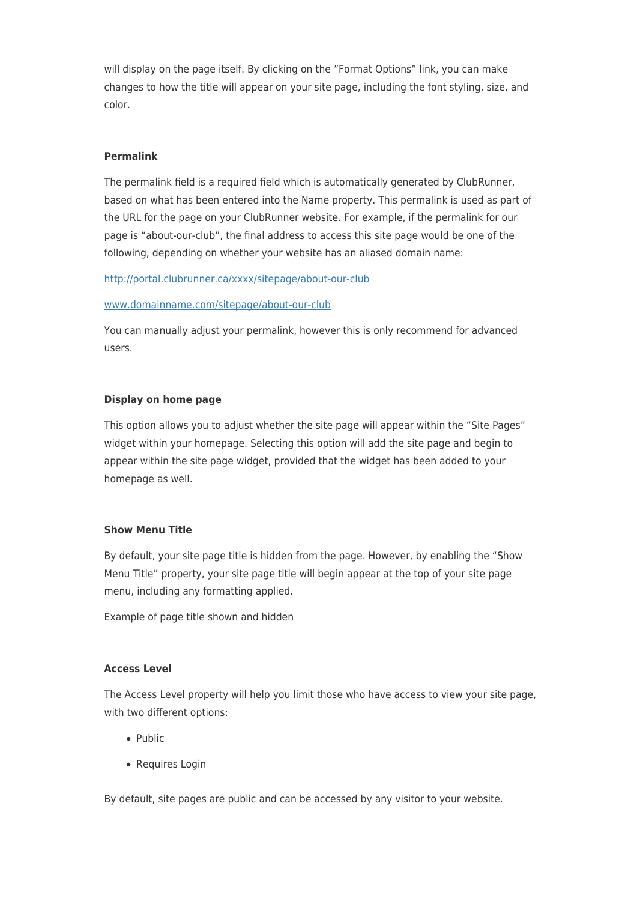will display on the page itself. By clicking on the "Format Options" link, you can make changes to how the title will appear on your site page, including the font styling, size, and color.

#### **Permalink**

The permalink field is a required field which is automatically generated by ClubRunner, based on what has been entered into the Name property. This permalink is used as part of the URL for the page on your ClubRunner website. For example, if the permalink for our page is "about-our-club", the final address to access this site page would be one of the following, depending on whether your website has an aliased domain name:

[http://portal.clubrunner.ca/xxxx/sitepage/about-our-club](http://portal.clubrunner.ca/xxxx/sitepage/about-our-club)

[www.domainname.com/sitepage/about-our-club](www.domainname.com/sitepage/about-our-club)

You can manually adjust your permalink, however this is only recommend for advanced users.

#### **Display on home page**

This option allows you to adjust whether the site page will appear within the "Site Pages" widget within your homepage. Selecting this option will add the site page and begin to appear within the site page widget, provided that the widget has been added to your homepage as well.

#### **Show Menu Title**

By default, your site page title is hidden from the page. However, by enabling the "Show Menu Title" property, your site page title will begin appear at the top of your site page menu, including any formatting applied.

Example of page title shown and hidden

#### **Access Level**

The Access Level property will help you limit those who have access to view your site page, with two different options:

- Public
- Requires Login

By default, site pages are public and can be accessed by any visitor to your website.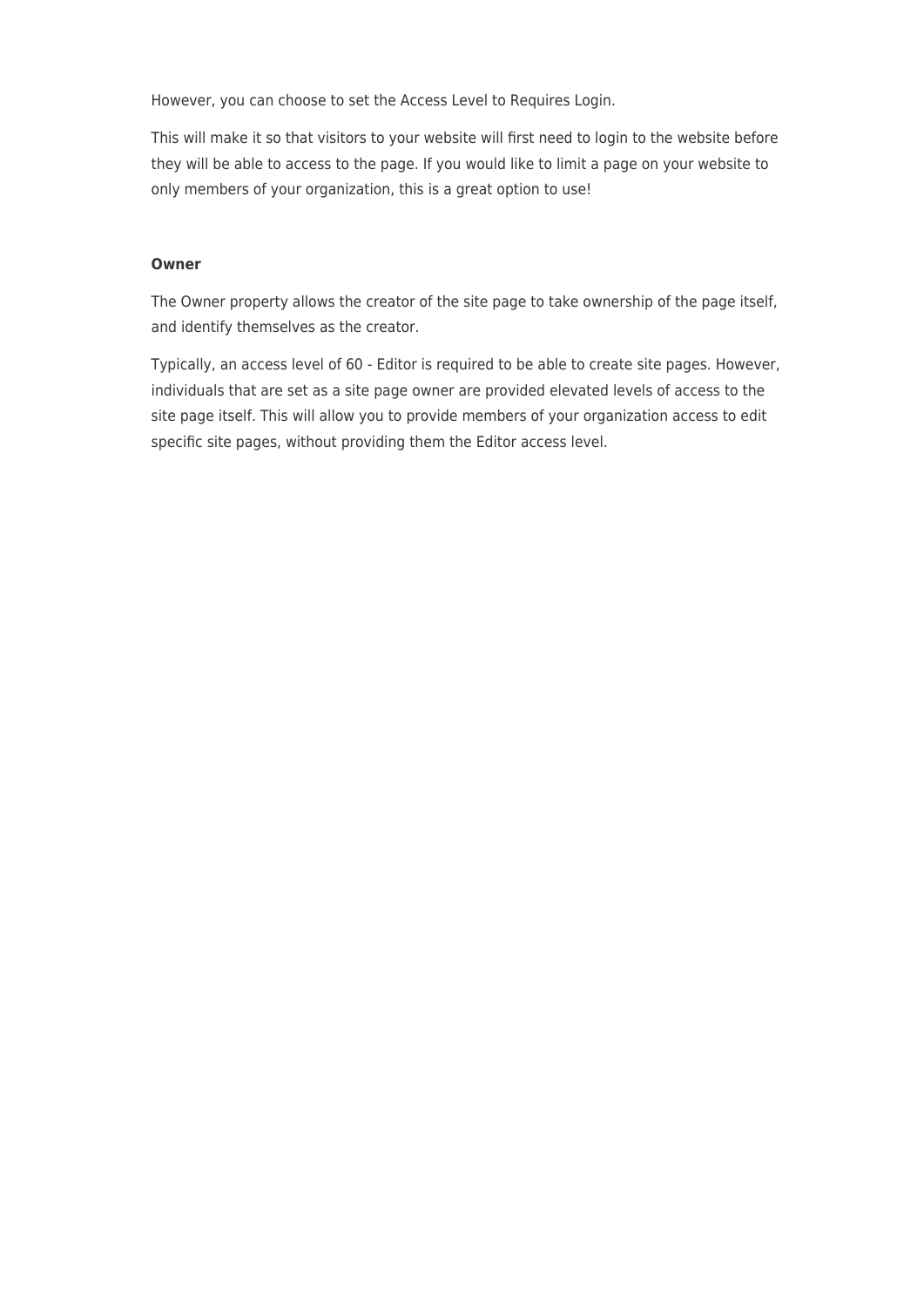However, you can choose to set the Access Level to Requires Login.

This will make it so that visitors to your website will first need to login to the website before they will be able to access to the page. If you would like to limit a page on your website to only members of your organization, this is a great option to use!

**Owner**

The Owner property allows the creator of the site page to take ownership of the page itself, and identify themselves as the creator.

Typically, an access level of 60 - Editor is required to be able to create site pages. However, individuals that are set as a site page owner are provided elevated levels of access to the site page itself. This will allow you to provide members of your organization access to edit specific site pages, without providing them the Editor access level.